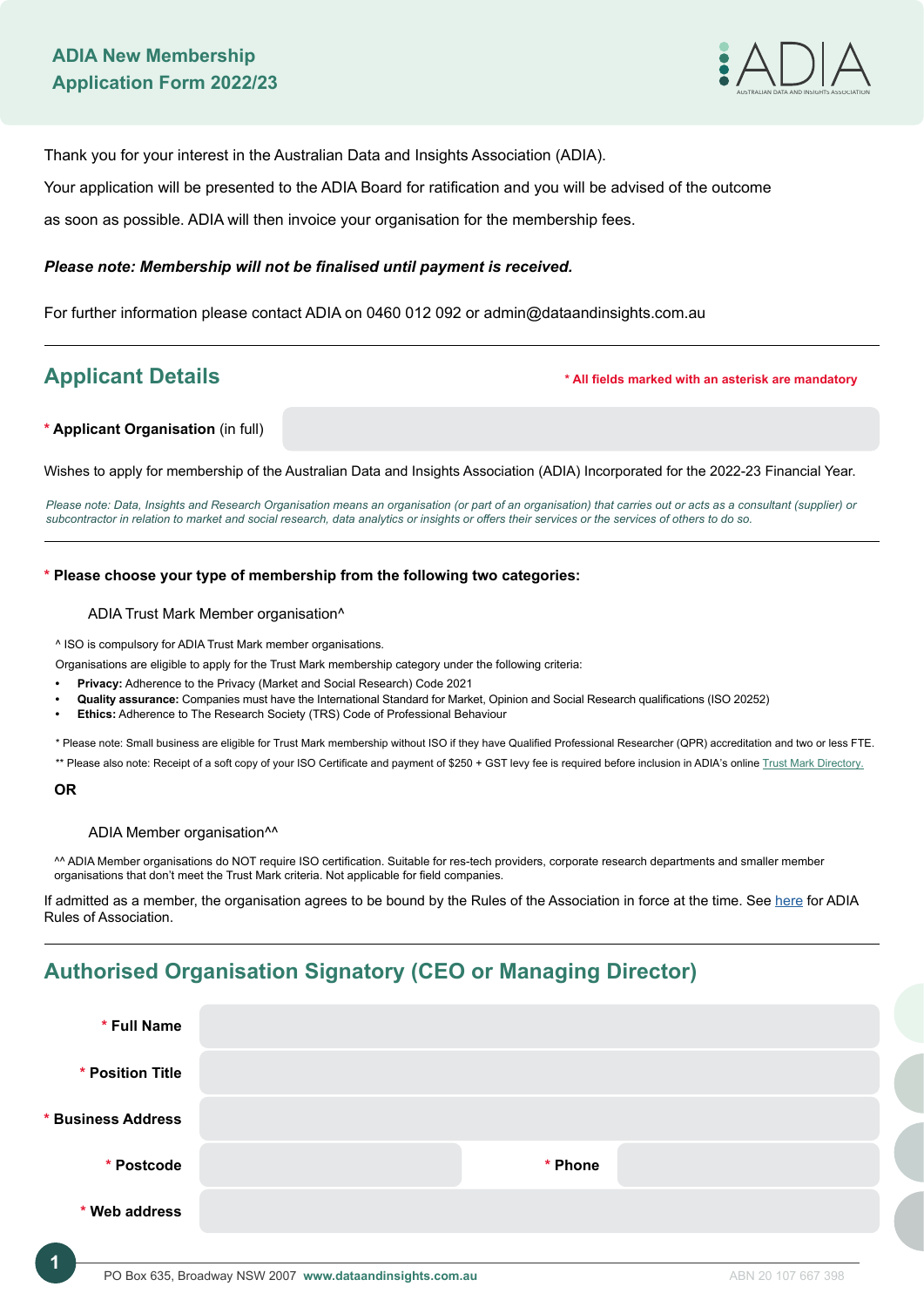# ADIA New Membership Application Form 2022/23

Thank you for your interest in the Australian Data and Insights Association (ADIA).

Your application will be presented to the ADIA Board for ratification and you will be advised of the outcome as soon as possible. ADIA will then invoice your organisation for the membership fees.

***Please note: Membership will not be finalised until payment is received.***

For further information please contact ADIA on 0460 012 092 or admin@dataandinsights.com.au

## Applicant Details

\* All fields marked with an asterisk are mandatory

\* **Applicant Organisation** (in full)

Wishes to apply for membership of the Australian Data and Insights Association (ADIA) Incorporated for the 2022-23 Financial Year.

*Please note: Data, Insights and Research Organisation means an organisation (or part of an organisation) that carries out or acts as a consultant (supplier) or subcontractor in relation to market and social research, data analytics or insights or offers their services or the services of others to do so.*

\* **Please choose your type of membership from the following two categories:**

ADIA Trust Mark Member organisation^

^ ISO is compulsory for ADIA Trust Mark member organisations.

Organisations are eligible to apply for the Trust Mark membership category under the following criteria:

- **Privacy:** Adherence to the Privacy (Market and Social Research) Code 2021
- **Quality assurance:** Companies must have the International Standard for Market, Opinion and Social Research qualifications (ISO 20252)
- **Ethics:** Adherence to The Research Society (TRS) Code of Professional Behaviour

\* Please note: Small business are eligible for Trust Mark membership without ISO if they have Qualified Professional Researcher (QPR) accreditation and two or less FTE.

\*\* Please also note: Receipt of a soft copy of your ISO Certificate and payment of $250 + GST levy fee is required before inclusion in ADIA's online Trust Mark Directory.

**OR**

ADIA Member organisation^^

^^ ADIA Member organisations do NOT require ISO certification. Suitable for res-tech providers, corporate research departments and smaller member organisations that don't meet the Trust Mark criteria. Not applicable for field companies.

If admitted as a member, the organisation agrees to be bound by the Rules of the Association in force at the time. See here for ADIA Rules of Association.

## Authorised Organisation Signatory (CEO or Managing Director)

\* **Full Name**

\* **Position Title**

\* **Business Address**

\* **Postcode** 

\* **Phone**

\* **Web address**

PO Box 635, Broadway NSW 2007 **www.dataandinsights.com.au** ABN 20 107 667 398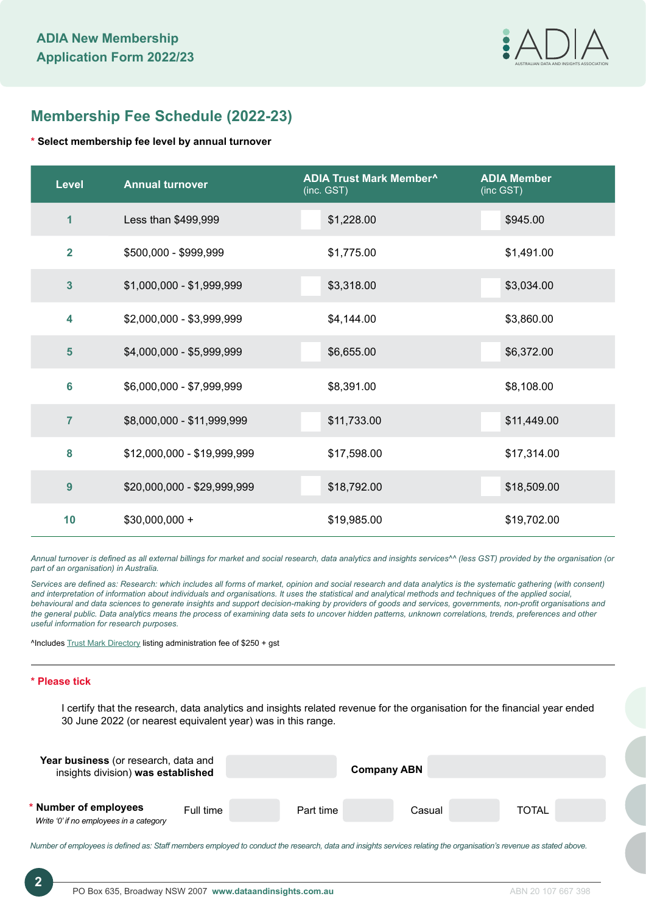# ADIA New Membership Application Form 2022/23

## Membership Fee Schedule (2022-23)

**\* Select membership fee level by annual turnover**

| Level | Annual turnover | ADIA Trust Mark Member^ (inc. GST) | ADIA Member (inc GST) |
|---|---|---|---|
| 1 | Less than $499,999 | $1,228.00 | $945.00 |
| 2 | $500,000 - $999,999 | $1,775.00 | $1,491.00 |
| 3 | $1,000,000 - $1,999,999 | $3,318.00 | $3,034.00 |
| 4 | $2,000,000 - $3,999,999 | $4,144.00 | $3,860.00 |
| 5 | $4,000,000 - $5,999,999 | $6,655.00 | $6,372.00 |
| 6 | $6,000,000 - $7,999,999 | $8,391.00 | $8,108.00 |
| 7 | $8,000,000 - $11,999,999 | $11,733.00 | $11,449.00 |
| 8 | $12,000,000 - $19,999,999 | $17,598.00 | $17,314.00 |
| 9 | $20,000,000 - $29,999,999 | $18,792.00 | $18,509.00 |
| 10 | $30,000,000 + | $19,985.00 | $19,702.00 |

*Annual turnover is defined as all external billings for market and social research, data analytics and insights services^^ (less GST) provided by the organisation (or part of an organisation) in Australia.*

*Services are defined as: Research: which includes all forms of market, opinion and social research and data analytics is the systematic gathering (with consent) and interpretation of information about individuals and organisations. It uses the statistical and analytical methods and techniques of the applied social, behavioural and data sciences to generate insights and support decision-making by providers of goods and services, governments, non-profit organisations and the general public. Data analytics means the process of examining data sets to uncover hidden patterns, unknown correlations, trends, preferences and other useful information for research purposes.*

^Includes Trust Mark Directory listing administration fee of $250 + gst

**\* Please tick**

I certify that the research, data analytics and insights related revenue for the organisation for the financial year ended 30 June 2022 (or nearest equivalent year) was in this range.

**Year business** (or research, data and insights division) **was established** ______ **Company ABN** ______

**\* Number of employees** Full time ______ Part time ______ Casual ______ TOTAL ______

*Write '0' if no employees in a category*

*Number of employees is defined as: Staff members employed to conduct the research, data and insights services relating the organisation's revenue as stated above.*

PO Box 635, Broadway NSW 2007 **www.dataandinsights.com.au** ABN 20 107 667 398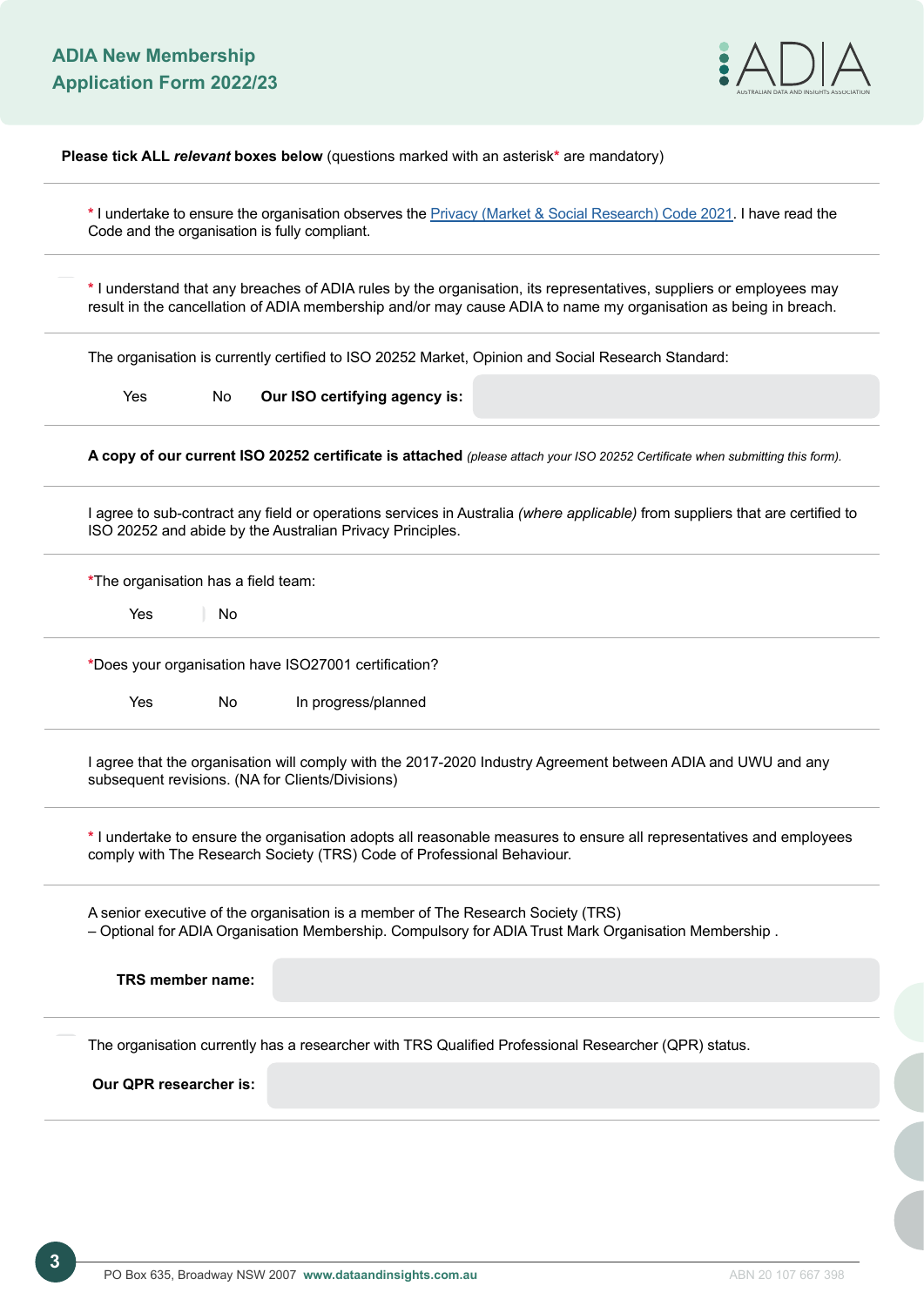**Please tick ALL *relevant* boxes below** (questions marked with an asterisk* are mandatory)

---

* I undertake to ensure the organisation observes the [Privacy (Market & Social Research) Code 2021](). I have read the Code and the organisation is fully compliant.

---

* I understand that any breaches of ADIA rules by the organisation, its representatives, suppliers or employees may result in the cancellation of ADIA membership and/or may cause ADIA to name my organisation as being in breach.

---

The organisation is currently certified to ISO 20252 Market, Opinion and Social Research Standard:

Yes No **Our ISO certifying agency is:**

---

**A copy of our current ISO 20252 certificate is attached** *(please attach your ISO 20252 Certificate when submitting this form).*

---

I agree to sub-contract any field or operations services in Australia *(where applicable)* from suppliers that are certified to ISO 20252 and abide by the Australian Privacy Principles.

---

*The organisation has a field team:

Yes No

---

*Does your organisation have ISO27001 certification?

Yes No In progress/planned

---

I agree that the organisation will comply with the 2017-2020 Industry Agreement between ADIA and UWU and any subsequent revisions. (NA for Clients/Divisions)

---

* I undertake to ensure the organisation adopts all reasonable measures to ensure all representatives and employees comply with The Research Society (TRS) Code of Professional Behaviour.

---

A senior executive of the organisation is a member of The Research Society (TRS)
– Optional for ADIA Organisation Membership. Compulsory for ADIA Trust Mark Organisation Membership .

**TRS member name:**

---

The organisation currently has a researcher with TRS Qualified Professional Researcher (QPR) status.

**Our QPR researcher is:**

---

PO Box 635, Broadway NSW 2007 **www.dataandinsights.com.au** ABN 20 107 667 398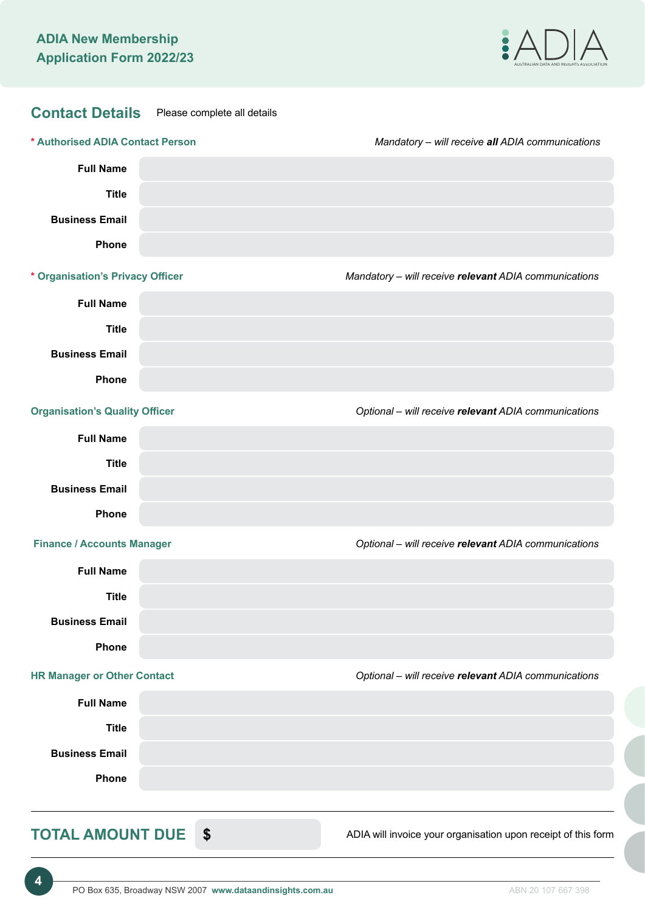**ADIA New Membership Application Form 2022/23**

## Contact Details

Please complete all details

### * Authorised ADIA Contact Person

*Mandatory – will receive **all** ADIA communications*

| | |
|---|---|
| **Full Name** | |
| **Title** | |
| **Business Email** | |
| **Phone** | |

### * Organisation's Privacy Officer

*Mandatory – will receive **relevant** ADIA communications*

| | |
|---|---|
| **Full Name** | |
| **Title** | |
| **Business Email** | |
| **Phone** | |

### Organisation's Quality Officer

*Optional – will receive **relevant** ADIA communications*

| | |
|---|---|
| **Full Name** | |
| **Title** | |
| **Business Email** | |
| **Phone** | |

### Finance / Accounts Manager

*Optional – will receive **relevant** ADIA communications*

| | |
|---|---|
| **Full Name** | |
| **Title** | |
| **Business Email** | |
| **Phone** | |

### HR Manager or Other Contact

*Optional – will receive **relevant** ADIA communications*

| | |
|---|---|
| **Full Name** | |
| **Title** | |
| **Business Email** | |
| **Phone** | |

## TOTAL AMOUNT DUE **$**

ADIA will invoice your organisation upon receipt of this form

PO Box 635, Broadway NSW 2007 **www.dataandinsights.com.au** ABN 20 107 667 398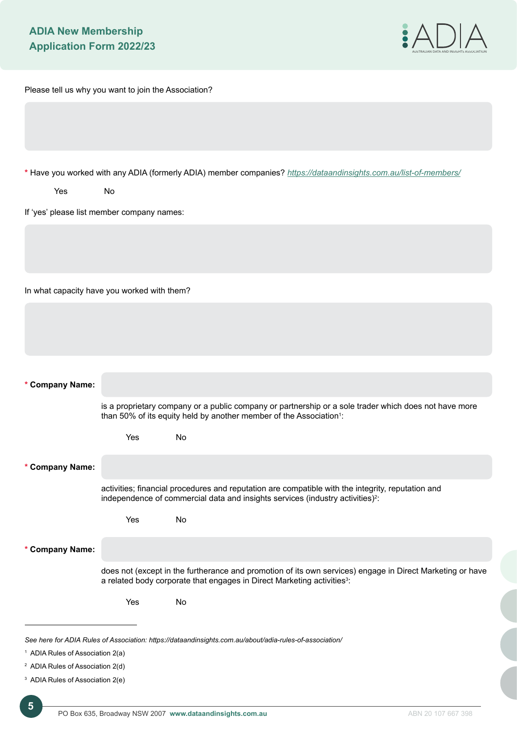Please tell us why you want to join the Association?

\* Have you worked with any ADIA (formerly ADIA) member companies? *https://dataandinsights.com.au/list-of-members/*

Yes No

If 'yes' please list member company names:

In what capacity have you worked with them?

\* **Company Name:**

is a proprietary company or a public company or partnership or a sole trader which does not have more than 50% of its equity held by another member of the Association[1]:

Yes No

\* **Company Name:**

activities; financial procedures and reputation are compatible with the integrity, reputation and independence of commercial data and insights services (industry activities)[2]:

Yes No

\* **Company Name:**

does not (except in the furtherance and promotion of its own services) engage in Direct Marketing or have a related body corporate that engages in Direct Marketing activities[3]:

Yes No

---

*See here for ADIA Rules of Association: https://dataandinsights.com.au/about/adia-rules-of-association/*

[1] ADIA Rules of Association 2(a)

[2] ADIA Rules of Association 2(d)

[3] ADIA Rules of Association 2(e)